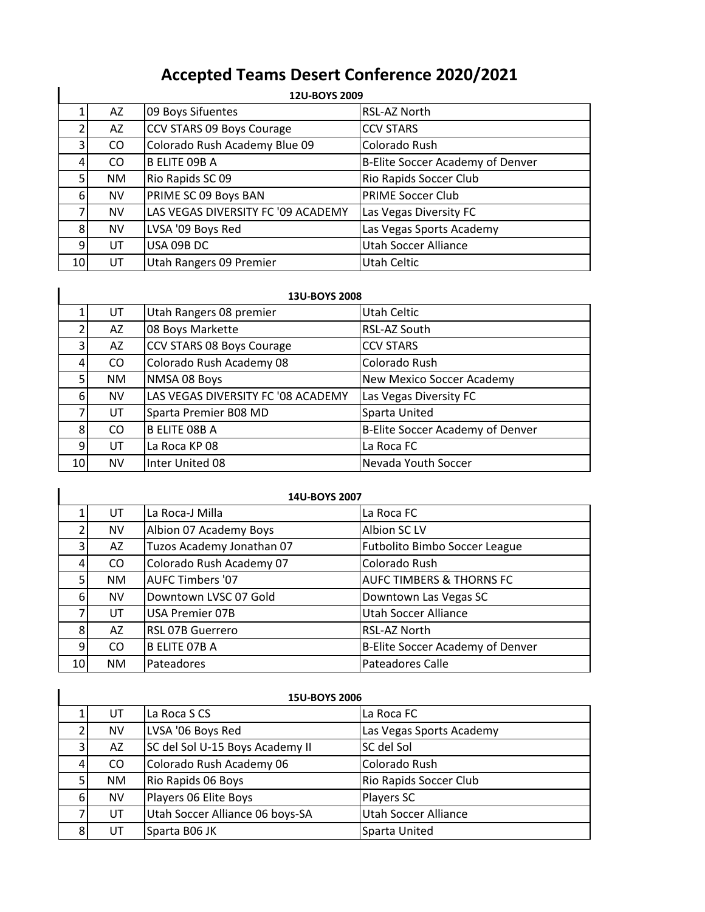# Accepted Teams Desert Conference 2020/2021

**12U-BOYS 2009**

| | | | |
|---|---|---|---|
| 1 | AZ | 09 Boys Sifuentes | RSL-AZ North |
| 2 | AZ | CCV STARS 09 Boys Courage | CCV STARS |
| 3 | CO | Colorado Rush Academy Blue 09 | Colorado Rush |
| 4 | CO | B ELITE 09B A | B-Elite Soccer Academy of Denver |
| 5 | NM | Rio Rapids SC 09 | Rio Rapids Soccer Club |
| 6 | NV | PRIME SC 09 Boys BAN | PRIME Soccer Club |
| 7 | NV | LAS VEGAS DIVERSITY FC '09 ACADEMY | Las Vegas Diversity FC |
| 8 | NV | LVSA '09 Boys Red | Las Vegas Sports Academy |
| 9 | UT | USA 09B DC | Utah Soccer Alliance |
| 10 | UT | Utah Rangers 09 Premier | Utah Celtic |

**13U-BOYS 2008**

| | | | |
|---|---|---|---|
| 1 | UT | Utah Rangers 08 premier | Utah Celtic |
| 2 | AZ | 08 Boys Markette | RSL-AZ South |
| 3 | AZ | CCV STARS 08 Boys Courage | CCV STARS |
| 4 | CO | Colorado Rush Academy 08 | Colorado Rush |
| 5 | NM | NMSA 08 Boys | New Mexico Soccer Academy |
| 6 | NV | LAS VEGAS DIVERSITY FC '08 ACADEMY | Las Vegas Diversity FC |
| 7 | UT | Sparta Premier B08 MD | Sparta United |
| 8 | CO | B ELITE 08B A | B-Elite Soccer Academy of Denver |
| 9 | UT | La Roca KP 08 | La Roca FC |
| 10 | NV | Inter United 08 | Nevada Youth Soccer |

**14U-BOYS 2007**

| | | | |
|---|---|---|---|
| 1 | UT | La Roca-J Milla | La Roca FC |
| 2 | NV | Albion 07 Academy Boys | Albion SC LV |
| 3 | AZ | Tuzos Academy Jonathan 07 | Futbolito Bimbo Soccer League |
| 4 | CO | Colorado Rush Academy 07 | Colorado Rush |
| 5 | NM | AUFC Timbers '07 | AUFC TIMBERS & THORNS FC |
| 6 | NV | Downtown LVSC 07 Gold | Downtown Las Vegas SC |
| 7 | UT | USA Premier 07B | Utah Soccer Alliance |
| 8 | AZ | RSL 07B Guerrero | RSL-AZ North |
| 9 | CO | B ELITE 07B A | B-Elite Soccer Academy of Denver |
| 10 | NM | Pateadores | Pateadores Calle |

**15U-BOYS 2006**

| | | | |
|---|---|---|---|
| 1 | UT | La Roca S CS | La Roca FC |
| 2 | NV | LVSA '06 Boys Red | Las Vegas Sports Academy |
| 3 | AZ | SC del Sol U-15 Boys Academy II | SC del Sol |
| 4 | CO | Colorado Rush Academy 06 | Colorado Rush |
| 5 | NM | Rio Rapids 06 Boys | Rio Rapids Soccer Club |
| 6 | NV | Players 06 Elite Boys | Players SC |
| 7 | UT | Utah Soccer Alliance 06 boys-SA | Utah Soccer Alliance |
| 8 | UT | Sparta B06 JK | Sparta United |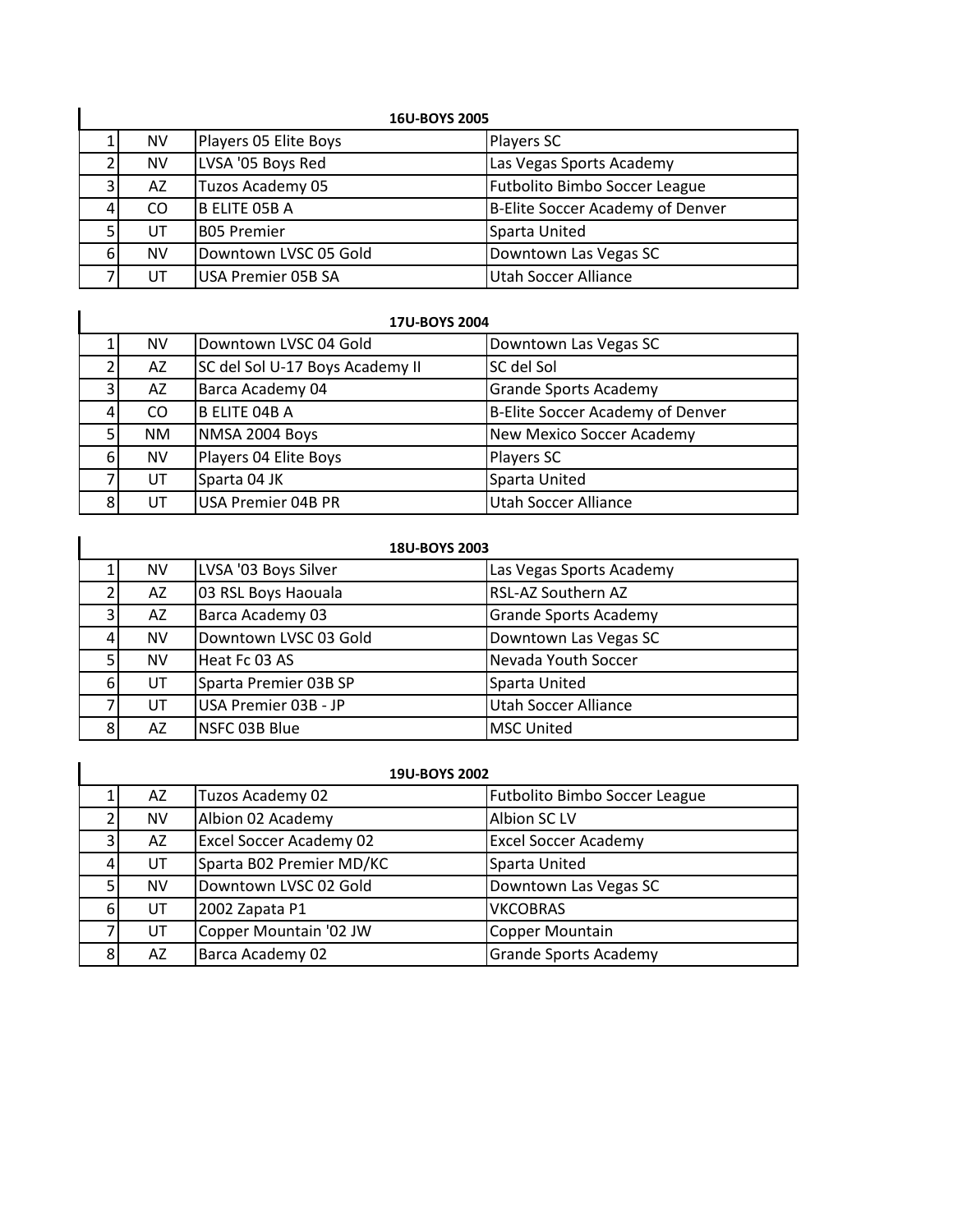| 16U-BOYS 2005 | | | |
|---|---|---|---|
| 1 | NV | Players 05 Elite Boys | Players SC |
| 2 | NV | LVSA '05 Boys Red | Las Vegas Sports Academy |
| 3 | AZ | Tuzos Academy 05 | Futbolito Bimbo Soccer League |
| 4 | CO | B ELITE 05B A | B-Elite Soccer Academy of Denver |
| 5 | UT | B05 Premier | Sparta United |
| 6 | NV | Downtown LVSC 05 Gold | Downtown Las Vegas SC |
| 7 | UT | USA Premier 05B SA | Utah Soccer Alliance |

| 17U-BOYS 2004 | | | |
|---|---|---|---|
| 1 | NV | Downtown LVSC 04 Gold | Downtown Las Vegas SC |
| 2 | AZ | SC del Sol U-17 Boys Academy II | SC del Sol |
| 3 | AZ | Barca Academy 04 | Grande Sports Academy |
| 4 | CO | B ELITE 04B A | B-Elite Soccer Academy of Denver |
| 5 | NM | NMSA 2004 Boys | New Mexico Soccer Academy |
| 6 | NV | Players 04 Elite Boys | Players SC |
| 7 | UT | Sparta 04 JK | Sparta United |
| 8 | UT | USA Premier 04B PR | Utah Soccer Alliance |

| 18U-BOYS 2003 | | | |
|---|---|---|---|
| 1 | NV | LVSA '03 Boys Silver | Las Vegas Sports Academy |
| 2 | AZ | 03 RSL Boys Haouala | RSL-AZ Southern AZ |
| 3 | AZ | Barca Academy 03 | Grande Sports Academy |
| 4 | NV | Downtown LVSC 03 Gold | Downtown Las Vegas SC |
| 5 | NV | Heat Fc 03 AS | Nevada Youth Soccer |
| 6 | UT | Sparta Premier 03B SP | Sparta United |
| 7 | UT | USA Premier 03B - JP | Utah Soccer Alliance |
| 8 | AZ | NSFC 03B Blue | MSC United |

| 19U-BOYS 2002 | | | |
|---|---|---|---|
| 1 | AZ | Tuzos Academy 02 | Futbolito Bimbo Soccer League |
| 2 | NV | Albion 02 Academy | Albion SC LV |
| 3 | AZ | Excel Soccer Academy 02 | Excel Soccer Academy |
| 4 | UT | Sparta B02 Premier MD/KC | Sparta United |
| 5 | NV | Downtown LVSC 02 Gold | Downtown Las Vegas SC |
| 6 | UT | 2002 Zapata P1 | VKCOBRAS |
| 7 | UT | Copper Mountain '02 JW | Copper Mountain |
| 8 | AZ | Barca Academy 02 | Grande Sports Academy |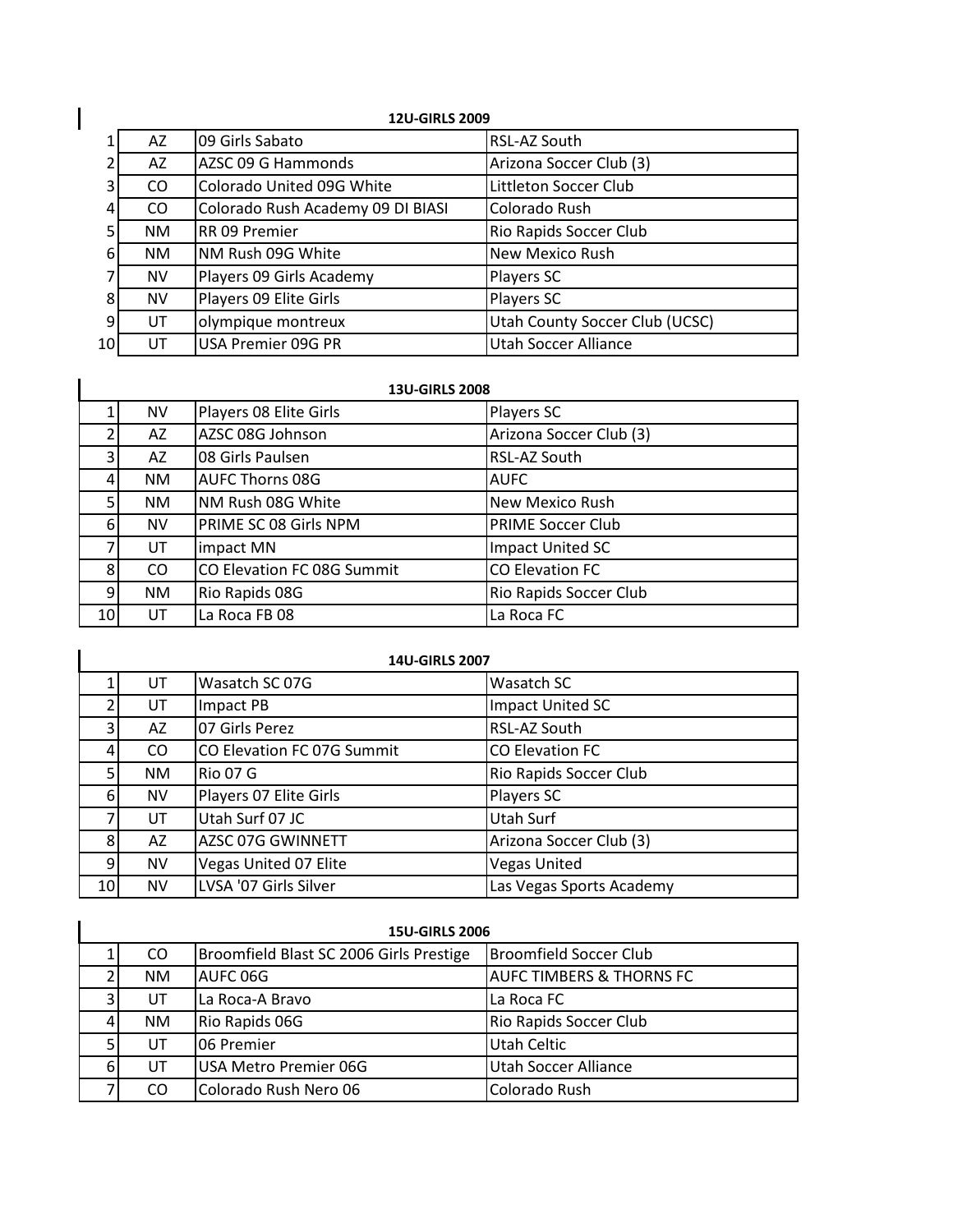**12U-GIRLS 2009**

| | | | |
|---|---|---|---|
| 1 | AZ | 09 Girls Sabato | RSL-AZ South |
| 2 | AZ | AZSC 09 G Hammonds | Arizona Soccer Club (3) |
| 3 | CO | Colorado United 09G White | Littleton Soccer Club |
| 4 | CO | Colorado Rush Academy 09 DI BIASI | Colorado Rush |
| 5 | NM | RR 09 Premier | Rio Rapids Soccer Club |
| 6 | NM | NM Rush 09G White | New Mexico Rush |
| 7 | NV | Players 09 Girls Academy | Players SC |
| 8 | NV | Players 09 Elite Girls | Players SC |
| 9 | UT | olympique montreux | Utah County Soccer Club (UCSC) |
| 10 | UT | USA Premier 09G PR | Utah Soccer Alliance |

**13U-GIRLS 2008**

| | | | |
|---|---|---|---|
| 1 | NV | Players 08 Elite Girls | Players SC |
| 2 | AZ | AZSC 08G Johnson | Arizona Soccer Club (3) |
| 3 | AZ | 08 Girls Paulsen | RSL-AZ South |
| 4 | NM | AUFC Thorns 08G | AUFC |
| 5 | NM | NM Rush 08G White | New Mexico Rush |
| 6 | NV | PRIME SC 08 Girls NPM | PRIME Soccer Club |
| 7 | UT | impact MN | Impact United SC |
| 8 | CO | CO Elevation FC 08G Summit | CO Elevation FC |
| 9 | NM | Rio Rapids 08G | Rio Rapids Soccer Club |
| 10 | UT | La Roca FB 08 | La Roca FC |

**14U-GIRLS 2007**

| | | | |
|---|---|---|---|
| 1 | UT | Wasatch SC 07G | Wasatch SC |
| 2 | UT | Impact PB | Impact United SC |
| 3 | AZ | 07 Girls Perez | RSL-AZ South |
| 4 | CO | CO Elevation FC 07G Summit | CO Elevation FC |
| 5 | NM | Rio 07 G | Rio Rapids Soccer Club |
| 6 | NV | Players 07 Elite Girls | Players SC |
| 7 | UT | Utah Surf 07 JC | Utah Surf |
| 8 | AZ | AZSC 07G GWINNETT | Arizona Soccer Club (3) |
| 9 | NV | Vegas United 07 Elite | Vegas United |
| 10 | NV | LVSA '07 Girls Silver | Las Vegas Sports Academy |

**15U-GIRLS 2006**

| | | | |
|---|---|---|---|
| 1 | CO | Broomfield Blast SC 2006 Girls Prestige | Broomfield Soccer Club |
| 2 | NM | AUFC 06G | AUFC TIMBERS & THORNS FC |
| 3 | UT | La Roca-A Bravo | La Roca FC |
| 4 | NM | Rio Rapids 06G | Rio Rapids Soccer Club |
| 5 | UT | 06 Premier | Utah Celtic |
| 6 | UT | USA Metro Premier 06G | Utah Soccer Alliance |
| 7 | CO | Colorado Rush Nero 06 | Colorado Rush |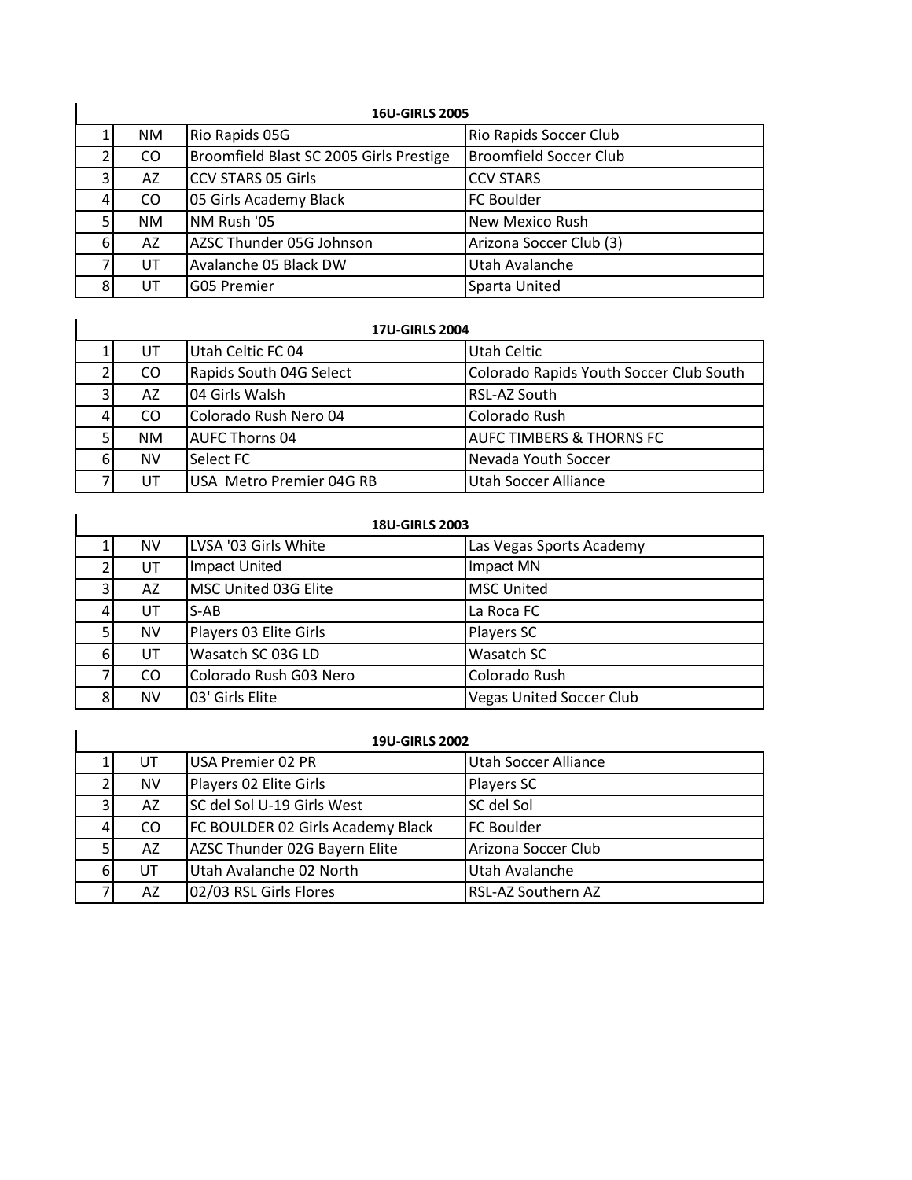| 16U-GIRLS 2005 | | | |
|---|---|---|---|
| 1 | NM | Rio Rapids 05G | Rio Rapids Soccer Club |
| 2 | CO | Broomfield Blast SC 2005 Girls Prestige | Broomfield Soccer Club |
| 3 | AZ | CCV STARS 05 Girls | CCV STARS |
| 4 | CO | 05 Girls Academy Black | FC Boulder |
| 5 | NM | NM Rush '05 | New Mexico Rush |
| 6 | AZ | AZSC Thunder 05G Johnson | Arizona Soccer Club (3) |
| 7 | UT | Avalanche 05 Black DW | Utah Avalanche |
| 8 | UT | G05 Premier | Sparta United |

| 17U-GIRLS 2004 | | | |
|---|---|---|---|
| 1 | UT | Utah Celtic FC 04 | Utah Celtic |
| 2 | CO | Rapids South 04G Select | Colorado Rapids Youth Soccer Club South |
| 3 | AZ | 04 Girls Walsh | RSL-AZ South |
| 4 | CO | Colorado Rush Nero 04 | Colorado Rush |
| 5 | NM | AUFC Thorns 04 | AUFC TIMBERS & THORNS FC |
| 6 | NV | Select FC | Nevada Youth Soccer |
| 7 | UT | USA Metro Premier 04G RB | Utah Soccer Alliance |

| 18U-GIRLS 2003 | | | |
|---|---|---|---|
| 1 | NV | LVSA '03 Girls White | Las Vegas Sports Academy |
| 2 | UT | Impact United | Impact MN |
| 3 | AZ | MSC United 03G Elite | MSC United |
| 4 | UT | S-AB | La Roca FC |
| 5 | NV | Players 03 Elite Girls | Players SC |
| 6 | UT | Wasatch SC 03G LD | Wasatch SC |
| 7 | CO | Colorado Rush G03 Nero | Colorado Rush |
| 8 | NV | 03' Girls Elite | Vegas United Soccer Club |

| 19U-GIRLS 2002 | | | |
|---|---|---|---|
| 1 | UT | USA Premier 02 PR | Utah Soccer Alliance |
| 2 | NV | Players 02 Elite Girls | Players SC |
| 3 | AZ | SC del Sol U-19 Girls West | SC del Sol |
| 4 | CO | FC BOULDER 02 Girls Academy Black | FC Boulder |
| 5 | AZ | AZSC Thunder 02G Bayern Elite | Arizona Soccer Club |
| 6 | UT | Utah Avalanche 02 North | Utah Avalanche |
| 7 | AZ | 02/03 RSL Girls Flores | RSL-AZ Southern AZ |